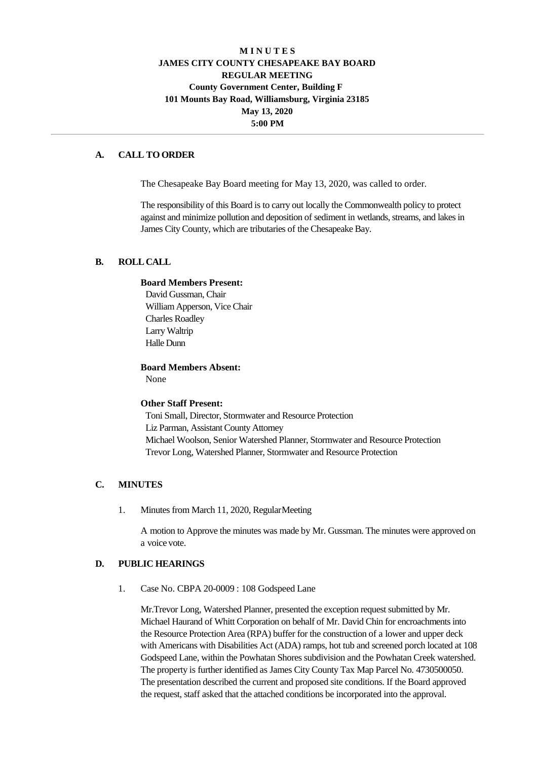# M I N U T E S
# JAMES CITY COUNTY CHESAPEAKE BAY BOARD
# REGULAR MEETING

**County Government Center, Building F**
**101 Mounts Bay Road, Williamsburg, Virginia 23185**
**May 13, 2020**
**5:00 PM**

---

## A. CALL TO ORDER

The Chesapeake Bay Board meeting for May 13, 2020, was called to order.

The responsibility of this Board is to carry out locally the Commonwealth policy to protect against and minimize pollution and deposition of sediment in wetlands, streams, and lakes in James City County, which are tributaries of the Chesapeake Bay.

## B. ROLL CALL

**Board Members Present:**

David Gussman, Chair
William Apperson, Vice Chair
Charles Roadley
Larry Waltrip
Halle Dunn

**Board Members Absent:**

None

**Other Staff Present:**

Toni Small, Director, Stormwater and Resource Protection
Liz Parman, Assistant County Attorney
Michael Woolson, Senior Watershed Planner, Stormwater and Resource Protection
Trevor Long, Watershed Planner, Stormwater and Resource Protection

## C. MINUTES

1. Minutes from March 11, 2020, Regular Meeting

   A motion to Approve the minutes was made by Mr. Gussman. The minutes were approved on a voice vote.

## D. PUBLIC HEARINGS

1. Case No. CBPA 20-0009 : 108 Godspeed Lane

   Mr. Trevor Long, Watershed Planner, presented the exception request submitted by Mr. Michael Haurand of Whitt Corporation on behalf of Mr. David Chin for encroachments into the Resource Protection Area (RPA) buffer for the construction of a lower and upper deck with Americans with Disabilities Act (ADA) ramps, hot tub and screened porch located at 108 Godspeed Lane, within the Powhatan Shores subdivision and the Powhatan Creek watershed. The property is further identified as James City County Tax Map Parcel No. 4730500050. The presentation described the current and proposed site conditions. If the Board approved the request, staff asked that the attached conditions be incorporated into the approval.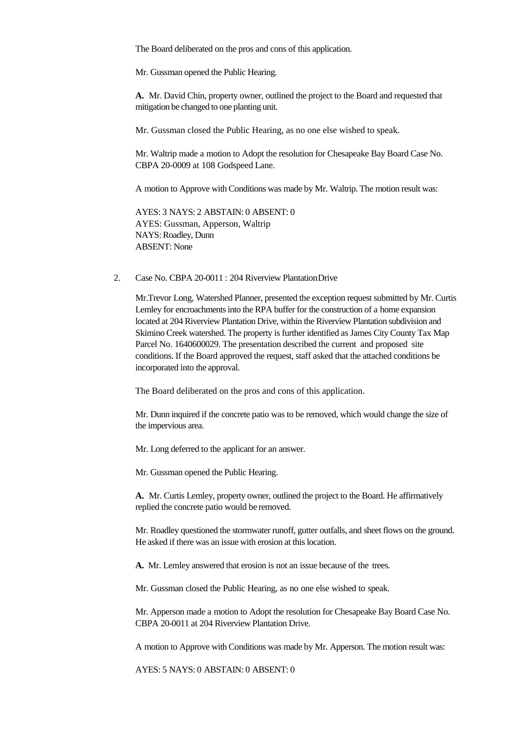The Board deliberated on the pros and cons of this application.

Mr. Gussman opened the Public Hearing.

**A.** Mr. David Chin, property owner, outlined the project to the Board and requested that mitigation be changed to one planting unit.

Mr. Gussman closed the Public Hearing, as no one else wished to speak.

Mr. Waltrip made a motion to Adopt the resolution for Chesapeake Bay Board Case No. CBPA 20-0009 at 108 Godspeed Lane.

A motion to Approve with Conditions was made by Mr. Waltrip. The motion result was:

AYES: 3 NAYS: 2 ABSTAIN: 0 ABSENT: 0
AYES: Gussman, Apperson, Waltrip
NAYS: Roadley, Dunn
ABSENT: None

2. Case No. CBPA 20-0011 : 204 Riverview Plantation Drive

Mr.Trevor Long, Watershed Planner, presented the exception request submitted by Mr. Curtis Lemley for encroachments into the RPA buffer for the construction of a home expansion located at 204 Riverview Plantation Drive, within the Riverview Plantation subdivision and Skimino Creek watershed. The property is further identified as James City County Tax Map Parcel No. 1640600029. The presentation described the current and proposed site conditions. If the Board approved the request, staff asked that the attached conditions be incorporated into the approval.

The Board deliberated on the pros and cons of this application.

Mr. Dunn inquired if the concrete patio was to be removed, which would change the size of the impervious area.

Mr. Long deferred to the applicant for an answer.

Mr. Gussman opened the Public Hearing.

**A.** Mr. Curtis Lemley, property owner, outlined the project to the Board. He affirmatively replied the concrete patio would be removed.

Mr. Roadley questioned the stormwater runoff, gutter outfalls, and sheet flows on the ground. He asked if there was an issue with erosion at this location.

**A.** Mr. Lemley answered that erosion is not an issue because of the trees.

Mr. Gussman closed the Public Hearing, as no one else wished to speak.

Mr. Apperson made a motion to Adopt the resolution for Chesapeake Bay Board Case No. CBPA 20-0011 at 204 Riverview Plantation Drive.

A motion to Approve with Conditions was made by Mr. Apperson. The motion result was:

AYES: 5 NAYS: 0 ABSTAIN: 0 ABSENT: 0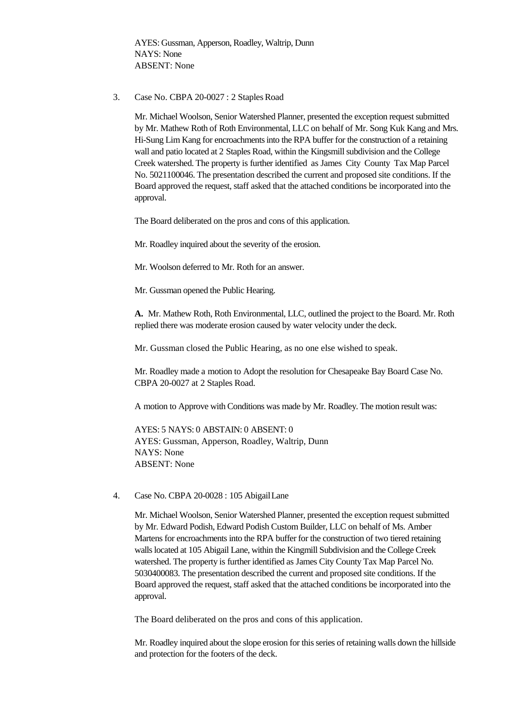AYES: Gussman, Apperson, Roadley, Waltrip, Dunn
NAYS: None
ABSENT: None

3. Case No. CBPA 20-0027 : 2 Staples Road

   Mr. Michael Woolson, Senior Watershed Planner, presented the exception request submitted by Mr. Mathew Roth of Roth Environmental, LLC on behalf of Mr. Song Kuk Kang and Mrs. Hi-Sung Lim Kang for encroachments into the RPA buffer for the construction of a retaining wall and patio located at 2 Staples Road, within the Kingsmill subdivision and the College Creek watershed. The property is further identified as James City County Tax Map Parcel No. 5021100046. The presentation described the current and proposed site conditions. If the Board approved the request, staff asked that the attached conditions be incorporated into the approval.

   The Board deliberated on the pros and cons of this application.

   Mr. Roadley inquired about the severity of the erosion.

   Mr. Woolson deferred to Mr. Roth for an answer.

   Mr. Gussman opened the Public Hearing.

   **A.** Mr. Mathew Roth, Roth Environmental, LLC, outlined the project to the Board. Mr. Roth replied there was moderate erosion caused by water velocity under the deck.

   Mr. Gussman closed the Public Hearing, as no one else wished to speak.

   Mr. Roadley made a motion to Adopt the resolution for Chesapeake Bay Board Case No. CBPA 20-0027 at 2 Staples Road.

   A motion to Approve with Conditions was made by Mr. Roadley. The motion result was:

   AYES: 5 NAYS: 0 ABSTAIN: 0 ABSENT: 0
   AYES: Gussman, Apperson, Roadley, Waltrip, Dunn
   NAYS: None
   ABSENT: None

4. Case No. CBPA 20-0028 : 105 Abigail Lane

   Mr. Michael Woolson, Senior Watershed Planner, presented the exception request submitted by Mr. Edward Podish, Edward Podish Custom Builder, LLC on behalf of Ms. Amber Martens for encroachments into the RPA buffer for the construction of two tiered retaining walls located at 105 Abigail Lane, within the Kingmill Subdivision and the College Creek watershed. The property is further identified as James City County Tax Map Parcel No. 5030400083. The presentation described the current and proposed site conditions. If the Board approved the request, staff asked that the attached conditions be incorporated into the approval.

   The Board deliberated on the pros and cons of this application.

   Mr. Roadley inquired about the slope erosion for this series of retaining walls down the hillside and protection for the footers of the deck.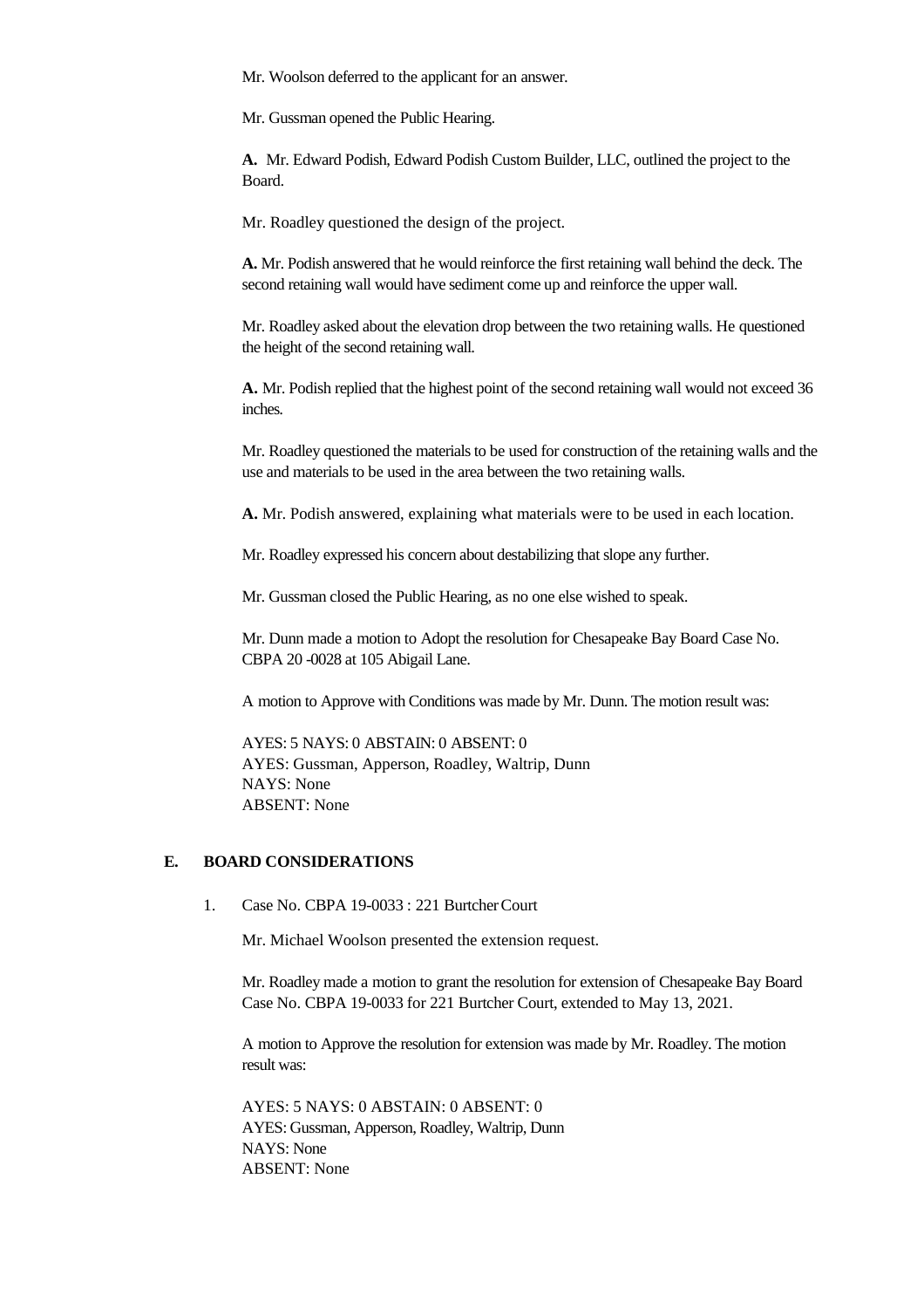Mr. Woolson deferred to the applicant for an answer.

Mr. Gussman opened the Public Hearing.

**A.** Mr. Edward Podish, Edward Podish Custom Builder, LLC, outlined the project to the Board.

Mr. Roadley questioned the design of the project.

**A.** Mr. Podish answered that he would reinforce the first retaining wall behind the deck. The second retaining wall would have sediment come up and reinforce the upper wall.

Mr. Roadley asked about the elevation drop between the two retaining walls. He questioned the height of the second retaining wall.

**A.** Mr. Podish replied that the highest point of the second retaining wall would not exceed 36 inches.

Mr. Roadley questioned the materials to be used for construction of the retaining walls and the use and materials to be used in the area between the two retaining walls.

**A.** Mr. Podish answered, explaining what materials were to be used in each location.

Mr. Roadley expressed his concern about destabilizing that slope any further.

Mr. Gussman closed the Public Hearing, as no one else wished to speak.

Mr. Dunn made a motion to Adopt the resolution for Chesapeake Bay Board Case No. CBPA 20 -0028 at 105 Abigail Lane.

A motion to Approve with Conditions was made by Mr. Dunn. The motion result was:

AYES: 5 NAYS: 0 ABSTAIN: 0 ABSENT: 0
AYES: Gussman, Apperson, Roadley, Waltrip, Dunn
NAYS: None
ABSENT: None

## E. BOARD CONSIDERATIONS

1. Case No. CBPA 19-0033 : 221 Burtcher Court

   Mr. Michael Woolson presented the extension request.

   Mr. Roadley made a motion to grant the resolution for extension of Chesapeake Bay Board Case No. CBPA 19-0033 for 221 Burtcher Court, extended to May 13, 2021.

   A motion to Approve the resolution for extension was made by Mr. Roadley. The motion result was:

   AYES: 5 NAYS: 0 ABSTAIN: 0 ABSENT: 0
   AYES: Gussman, Apperson, Roadley, Waltrip, Dunn
   NAYS: None
   ABSENT: None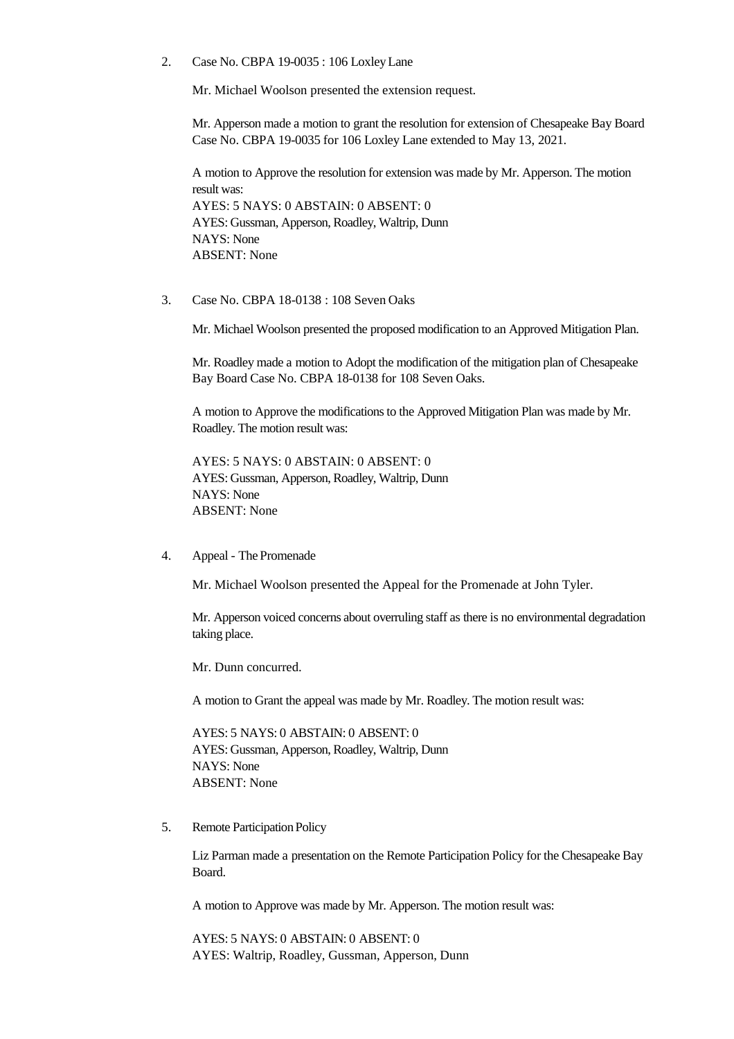2. Case No. CBPA 19-0035 : 106 Loxley Lane

   Mr. Michael Woolson presented the extension request.

   Mr. Apperson made a motion to grant the resolution for extension of Chesapeake Bay Board Case No. CBPA 19-0035 for 106 Loxley Lane extended to May 13, 2021.

   A motion to Approve the resolution for extension was made by Mr. Apperson. The motion result was:
   AYES: 5 NAYS: 0 ABSTAIN: 0 ABSENT: 0
   AYES: Gussman, Apperson, Roadley, Waltrip, Dunn
   NAYS: None
   ABSENT: None

3. Case No. CBPA 18-0138 : 108 Seven Oaks

   Mr. Michael Woolson presented the proposed modification to an Approved Mitigation Plan.

   Mr. Roadley made a motion to Adopt the modification of the mitigation plan of Chesapeake Bay Board Case No. CBPA 18-0138 for 108 Seven Oaks.

   A motion to Approve the modifications to the Approved Mitigation Plan was made by Mr. Roadley. The motion result was:

   AYES: 5 NAYS: 0 ABSTAIN: 0 ABSENT: 0
   AYES: Gussman, Apperson, Roadley, Waltrip, Dunn
   NAYS: None
   ABSENT: None

4. Appeal - The Promenade

   Mr. Michael Woolson presented the Appeal for the Promenade at John Tyler.

   Mr. Apperson voiced concerns about overruling staff as there is no environmental degradation taking place.

   Mr. Dunn concurred.

   A motion to Grant the appeal was made by Mr. Roadley. The motion result was:

   AYES: 5 NAYS: 0 ABSTAIN: 0 ABSENT: 0
   AYES: Gussman, Apperson, Roadley, Waltrip, Dunn
   NAYS: None
   ABSENT: None

5. Remote Participation Policy

   Liz Parman made a presentation on the Remote Participation Policy for the Chesapeake Bay Board.

   A motion to Approve was made by Mr. Apperson. The motion result was:

   AYES: 5 NAYS: 0 ABSTAIN: 0 ABSENT: 0
   AYES: Waltrip, Roadley, Gussman, Apperson, Dunn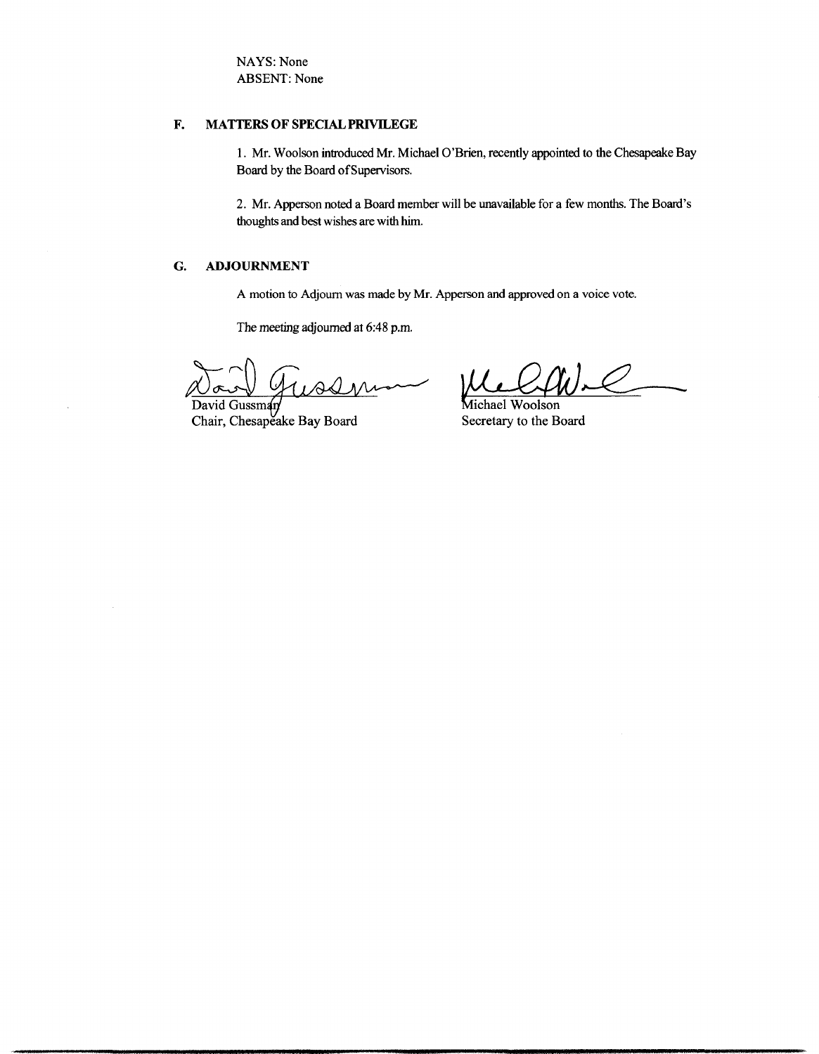NAYS: None
ABSENT: None

## F. MATTERS OF SPECIAL PRIVILEGE

1. Mr. Woolson introduced Mr. Michael O'Brien, recently appointed to the Chesapeake Bay Board by the Board of Supervisors.

2. Mr. Apperson noted a Board member will be unavailable for a few months. The Board's thoughts and best wishes are with him.

## G. ADJOURNMENT

A motion to Adjourn was made by Mr. Apperson and approved on a voice vote.

The meeting adjourned at 6:48 p.m.

David Gussman
Chair, Chesapeake Bay Board

Michael Woolson
Secretary to the Board